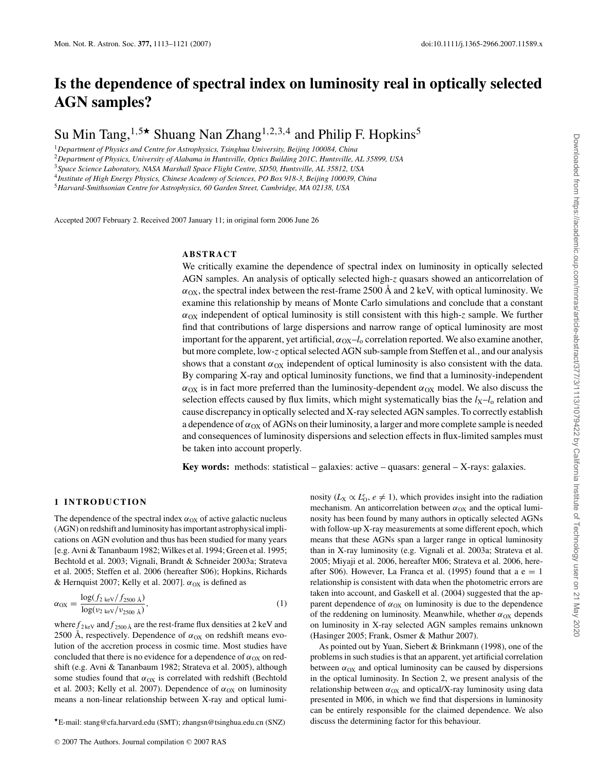# Is the dependence of spectral index on luminosity real in optically selected AGN samples?

Su Min Tang,[1,5★] Shuang Nan Zhang[1,2,3,4] and Philip F. Hopkins[5]

[1]Department of Physics and Centre for Astrophysics, Tsinghua University, Beijing 100084, China
[2]Department of Physics, University of Alabama in Huntsville, Optics Building 201C, Huntsville, AL 35899, USA
[3]Space Science Laboratory, NASA Marshall Space Flight Centre, SD50, Huntsville, AL 35812, USA
[4]Institute of High Energy Physics, Chinese Academy of Sciences, PO Box 918-3, Beijing 100039, China
[5]Harvard-Smithsonian Centre for Astrophysics, 60 Garden Street, Cambridge, MA 02138, USA

Accepted 2007 February 2. Received 2007 January 11; in original form 2006 June 26

## ABSTRACT

We critically examine the dependence of spectral index on luminosity in optically selected AGN samples. An analysis of optically selected high-$z$ quasars showed an anticorrelation of $\alpha_{\rm OX}$, the spectral index between the rest-frame 2500 Å and 2 keV, with optical luminosity. We examine this relationship by means of Monte Carlo simulations and conclude that a constant $\alpha_{\rm OX}$ independent of optical luminosity is still consistent with this high-$z$ sample. We further find that contributions of large dispersions and narrow range of optical luminosity are most important for the apparent, yet artificial, $\alpha_{\rm OX}$–$l_{\rm o}$ correlation reported. We also examine another, but more complete, low-$z$ optical selected AGN sub-sample from Steffen et al., and our analysis shows that a constant $\alpha_{\rm OX}$ independent of optical luminosity is also consistent with the data. By comparing X-ray and optical luminosity functions, we find that a luminosity-independent $\alpha_{\rm OX}$ is in fact more preferred than the luminosity-dependent $\alpha_{\rm OX}$ model. We also discuss the selection effects caused by flux limits, which might systematically bias the $l_{\rm X}$–$l_{\rm o}$ relation and cause discrepancy in optically selected and X-ray selected AGN samples. To correctly establish a dependence of $\alpha_{\rm OX}$ of AGNs on their luminosity, a larger and more complete sample is needed and consequences of luminosity dispersions and selection effects in flux-limited samples must be taken into account properly.

**Key words:** methods: statistical – galaxies: active – quasars: general – X-rays: galaxies.

## 1 INTRODUCTION

The dependence of the spectral index $\alpha_{\rm OX}$ of active galactic nucleus (AGN) on redshift and luminosity has important astrophysical implications on AGN evolution and thus has been studied for many years [e.g. Avni & Tananbaum 1982; Wilkes et al. 1994; Green et al. 1995; Bechtold et al. 2003; Vignali, Brandt & Schneider 2003a; Strateva et al. 2005; Steffen et al. 2006 (hereafter S06); Hopkins, Richards & Hernquist 2007; Kelly et al. 2007]. $\alpha_{\rm OX}$ is defined as

$$\alpha_{\rm OX} = \frac{\log(f_{2\ {\rm keV}}/f_{2500\ {\rm Å}})}{\log(\nu_{2\ {\rm keV}}/\nu_{2500\ {\rm Å}})}, \tag{1}$$

where $f_{2\,{\rm keV}}$ and $f_{2500\,{\rm Å}}$ are the rest-frame flux densities at 2 keV and 2500 Å, respectively. Dependence of $\alpha_{\rm OX}$ on redshift means evolution of the accretion process in cosmic time. Most studies have concluded that there is no evidence for a dependence of $\alpha_{\rm OX}$ on redshift (e.g. Avni & Tananbaum 1982; Strateva et al. 2005), although some studies found that $\alpha_{\rm OX}$ is correlated with redshift (Bechtold et al. 2003; Kelly et al. 2007). Dependence of $\alpha_{\rm OX}$ on luminosity means a non-linear relationship between X-ray and optical luminosity ($L_{\rm X} \propto L_{\rm O}^{e}$, $e \neq 1$), which provides insight into the radiation mechanism. An anticorrelation between $\alpha_{\rm OX}$ and the optical luminosity has been found by many authors in optically selected AGNs with follow-up X-ray measurements at some different epoch, which means that these AGNs span a larger range in optical luminosity than in X-ray luminosity (e.g. Vignali et al. 2003a; Strateva et al. 2005; Miyaji et al. 2006, hereafter M06; Strateva et al. 2006, hereafter S06). However, La Franca et al. (1995) found that a $e = 1$ relationship is consistent with data when the photometric errors are taken into account, and Gaskell et al. (2004) suggested that the apparent dependence of $\alpha_{\rm OX}$ on luminosity is due to the dependence of the reddening on luminosity. Meanwhile, whether $\alpha_{\rm OX}$ depends on luminosity in X-ray selected AGN samples remains unknown (Hasinger 2005; Frank, Osmer & Mathur 2007).

As pointed out by Yuan, Siebert & Brinkmann (1998), one of the problems in such studies is that an apparent, yet artificial correlation between $\alpha_{\rm OX}$ and optical luminosity can be caused by dispersions in the optical luminosity. In Section 2, we present analysis of the relationship between $\alpha_{\rm OX}$ and optical/X-ray luminosity using data presented in M06, in which we find that dispersions in luminosity can be entirely responsible for the claimed dependence. We also discuss the determining factor for this behaviour.

★E-mail: stang@cfa.harvard.edu (SMT); zhangsn@tsinghua.edu.cn (SNZ)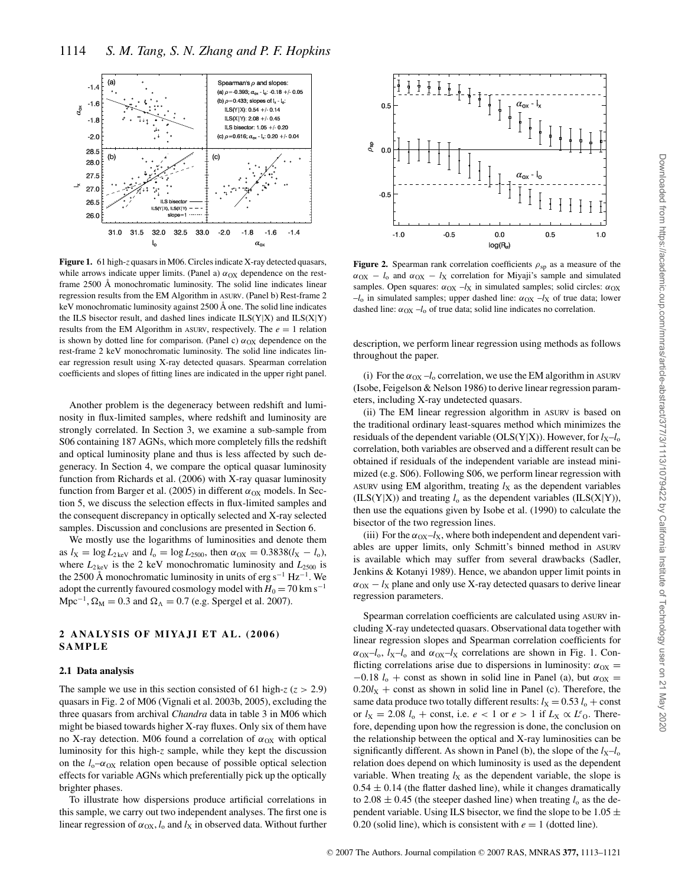**Figure 1.** 61 high-$z$ quasars in M06. Circles indicate X-ray detected quasars, while arrows indicate upper limits. (Panel a) $\alpha_{OX}$ dependence on the rest-frame 2500 Å monochromatic luminosity. The solid line indicates linear regression results from the EM Algorithm in ASURV. (Panel b) Rest-frame 2 keV monochromatic luminosity against 2500 Å one. The solid line indicates the ILS bisector result, and dashed lines indicate ILS(Y|X) and ILS(X|Y) results from the EM Algorithm in ASURV, respectively. The $e = 1$ relation is shown by dotted line for comparison. (Panel c) $\alpha_{OX}$ dependence on the rest-frame 2 keV monochromatic luminosity. The solid line indicates linear regression result using X-ray detected quasars. Spearman correlation coefficients and slopes of fitting lines are indicated in the upper right panel.

**Figure 2.** Spearman rank correlation coefficients $\rho_{sp}$ as a measure of the $\alpha_{OX} - l_o$ and $\alpha_{OX} - l_X$ correlation for Miyaji's sample and simulated samples. Open squares: $\alpha_{OX}$ –$l_X$ in simulated samples; solid circles: $\alpha_{OX}$ –$l_o$ in simulated samples; upper dashed line: $\alpha_{OX}$ –$l_X$ of true data; lower dashed line: $\alpha_{OX}$ –$l_o$ of true data; solid line indicates no correlation.

Another problem is the degeneracy between redshift and luminosity in flux-limited samples, where redshift and luminosity are strongly correlated. In Section 3, we examine a sub-sample from S06 containing 187 AGNs, which more completely fills the redshift and optical luminosity plane and thus is less affected by such degeneracy. In Section 4, we compare the optical quasar luminosity function from Richards et al. (2006) with X-ray quasar luminosity function from Barger et al. (2005) in different $\alpha_{OX}$ models. In Section 5, we discuss the selection effects in flux-limited samples and the consequent discrepancy in optically selected and X-ray selected samples. Discussion and conclusions are presented in Section 6.

We mostly use the logarithms of luminosities and denote them as $l_X = \log L_{2\,\mathrm{keV}}$ and $l_o = \log L_{2500}$, then $\alpha_{OX} = 0.3838(l_X - l_o)$, where $L_{2\,\mathrm{keV}}$ is the 2 keV monochromatic luminosity and $L_{2500}$ is the 2500 Å monochromatic luminosity in units of erg s$^{-1}$ Hz$^{-1}$. We adopt the currently favoured cosmology model with $H_0 = 70$ km s$^{-1}$ Mpc$^{-1}$, $\Omega_M = 0.3$ and $\Omega_\Lambda = 0.7$ (e.g. Spergel et al. 2007).

## 2 ANALYSIS OF MIYAJI ET AL. (2006) SAMPLE

### 2.1 Data analysis

The sample we use in this section consisted of 61 high-$z$ ($z > 2.9$) quasars in Fig. 2 of M06 (Vignali et al. 2003b, 2005), excluding the three quasars from archival *Chandra* data in table 3 in M06 which might be biased towards higher X-ray fluxes. Only six of them have no X-ray detection. M06 found a correlation of $\alpha_{OX}$ with optical luminosity for this high-$z$ sample, while they kept the discussion on the $l_o$–$\alpha_{OX}$ relation open because of possible optical selection effects for variable AGNs which preferentially pick up the optically brighter phases.

To illustrate how dispersions produce artificial correlations in this sample, we carry out two independent analyses. The first one is linear regression of $\alpha_{OX}$, $l_o$ and $l_X$ in observed data. Without further description, we perform linear regression using methods as follows throughout the paper.

(i) For the $\alpha_{OX}$ –$l_o$ correlation, we use the EM algorithm in ASURV (Isobe, Feigelson & Nelson 1986) to derive linear regression parameters, including X-ray undetected quasars.

(ii) The EM linear regression algorithm in ASURV is based on the traditional ordinary least-squares method which minimizes the residuals of the dependent variable (OLS(Y|X)). However, for $l_X$–$l_o$ correlation, both variables are observed and a different result can be obtained if residuals of the independent variable are instead minimized (e.g. S06). Following S06, we perform linear regression with ASURV using EM algorithm, treating $l_X$ as the dependent variables (ILS(Y|X)) and treating $l_o$ as the dependent variables (ILS(X|Y)), then use the equations given by Isobe et al. (1990) to calculate the bisector of the two regression lines.

(iii) For the $\alpha_{OX}$–$l_X$, where both independent and dependent variables are upper limits, only Schmitt's binned method in ASURV is available which may suffer from several drawbacks (Sadler, Jenkins & Kotanyi 1989). Hence, we abandon upper limit points in $\alpha_{OX} - l_X$ plane and only use X-ray detected quasars to derive linear regression parameters.

Spearman correlation coefficients are calculated using ASURV including X-ray undetected quasars. Observational data together with linear regression slopes and Spearman correlation coefficients for $\alpha_{OX}$–$l_o$, $l_X$–$l_o$ and $\alpha_{OX}$–$l_X$ correlations are shown in Fig. 1. Conflicting correlations arise due to dispersions in luminosity: $\alpha_{OX} = -0.18\ l_o$ + const as shown in solid line in Panel (a), but $\alpha_{OX} = 0.20 l_X$ + const as shown in solid line in Panel (c). Therefore, the same data produce two totally different results: $l_X = 0.53\ l_o$ + const or $l_X = 2.08\ l_o$ + const, i.e. $e < 1$ or $e > 1$ if $L_X \propto L^e{}_O$. Therefore, depending upon how the regression is done, the conclusion on the relationship between the optical and X-ray luminosities can be significantly different. As shown in Panel (b), the slope of the $l_X$–$l_o$ relation does depend on which luminosity is used as the dependent variable. When treating $l_X$ as the dependent variable, the slope is $0.54 \pm 0.14$ (the flatter dashed line), while it changes dramatically to $2.08 \pm 0.45$ (the steeper dashed line) when treating $l_o$ as the dependent variable. Using ILS bisector, we find the slope to be $1.05 \pm 0.20$ (solid line), which is consistent with $e = 1$ (dotted line).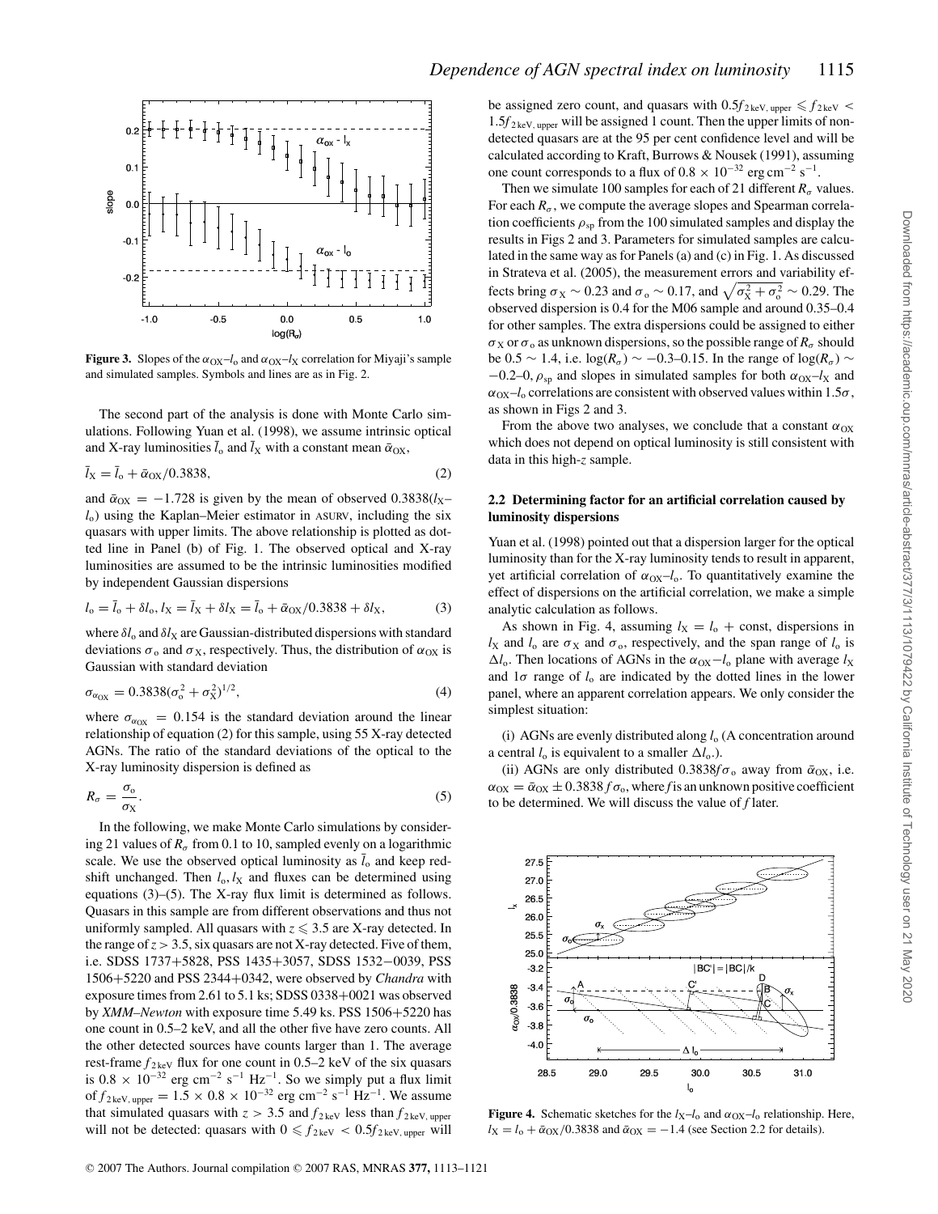**Figure 3.** Slopes of the $\alpha_{OX}$–$l_o$ and $\alpha_{OX}$–$l_X$ correlation for Miyaji's sample and simulated samples. Symbols and lines are as in Fig. 2.

The second part of the analysis is done with Monte Carlo simulations. Following Yuan et al. (1998), we assume intrinsic optical and X-ray luminosities $\bar{l}_o$ and $\bar{l}_X$ with a constant mean $\bar{\alpha}_{OX}$,

$$\bar{l}_X = \bar{l}_o + \bar{\alpha}_{OX}/0.3838, \tag{2}$$

and $\bar{\alpha}_{OX} = -1.728$ is given by the mean of observed $0.3838(l_X - l_o)$ using the Kaplan–Meier estimator in ASURV, including the six quasars with upper limits. The above relationship is plotted as dotted line in Panel (b) of Fig. 1. The observed optical and X-ray luminosities are assumed to be the intrinsic luminosities modified by independent Gaussian dispersions

$$l_o = \bar{l}_o + \delta l_o, l_X = \bar{l}_X + \delta l_X = \bar{l}_o + \bar{\alpha}_{OX}/0.3838 + \delta l_X, \tag{3}$$

where $\delta l_o$ and $\delta l_X$ are Gaussian-distributed dispersions with standard deviations $\sigma_o$ and $\sigma_X$, respectively. Thus, the distribution of $\alpha_{OX}$ is Gaussian with standard deviation

$$\sigma_{\alpha_{OX}} = 0.3838(\sigma_o^2 + \sigma_X^2)^{1/2}, \tag{4}$$

where $\sigma_{\alpha_{OX}} = 0.154$ is the standard deviation around the linear relationship of equation (2) for this sample, using 55 X-ray detected AGNs. The ratio of the standard deviations of the optical to the X-ray luminosity dispersion is defined as

$$R_\sigma = \frac{\sigma_o}{\sigma_X}. \tag{5}$$

In the following, we make Monte Carlo simulations by considering 21 values of $R_\sigma$ from 0.1 to 10, sampled evenly on a logarithmic scale. We use the observed optical luminosity as $\bar{l}_o$ and keep redshift unchanged. Then $l_o, l_X$ and fluxes can be determined using equations (3)–(5). The X-ray flux limit is determined as follows. Quasars in this sample are from different observations and thus not uniformly sampled. All quasars with $z \leqslant 3.5$ are X-ray detected. In the range of $z > 3.5$, six quasars are not X-ray detected. Five of them, i.e. SDSS 1737+5828, PSS 1435+3057, SDSS 1532−0039, PSS 1506+5220 and PSS 2344+0342, were observed by *Chandra* with exposure times from 2.61 to 5.1 ks; SDSS 0338+0021 was observed by *XMM–Newton* with exposure time 5.49 ks. PSS 1506+5220 has one count in 0.5–2 keV, and all the other five have zero counts. All the other detected sources have counts larger than 1. The average rest-frame $f_{2\,\mathrm{keV}}$ flux for one count in 0.5–2 keV of the six quasars is $0.8 \times 10^{-32}$ erg cm$^{-2}$ s$^{-1}$ Hz$^{-1}$. So we simply put a flux limit of $f_{2\,\mathrm{keV,\,upper}} = 1.5 \times 0.8 \times 10^{-32}$ erg cm$^{-2}$ s$^{-1}$ Hz$^{-1}$. We assume that simulated quasars with $z > 3.5$ and $f_{2\,\mathrm{keV}}$ less than $f_{2\,\mathrm{keV,\,upper}}$ will not be detected: quasars with $0 \leqslant f_{2\,\mathrm{keV}} < 0.5 f_{2\,\mathrm{keV,\,upper}}$ will be assigned zero count, and quasars with $0.5 f_{2\,\mathrm{keV,\,upper}} \leqslant f_{2\,\mathrm{keV}} < 1.5 f_{2\,\mathrm{keV,\,upper}}$ will be assigned 1 count. Then the upper limits of non-detected quasars are at the 95 per cent confidence level and will be calculated according to Kraft, Burrows & Nousek (1991), assuming one count corresponds to a flux of $0.8 \times 10^{-32}$ erg cm$^{-2}$ s$^{-1}$.

Then we simulate 100 samples for each of 21 different $R_\sigma$ values. For each $R_\sigma$, we compute the average slopes and Spearman correlation coefficients $\rho_{sp}$ from the 100 simulated samples and display the results in Figs 2 and 3. Parameters for simulated samples are calculated in the same way as for Panels (a) and (c) in Fig. 1. As discussed in Strateva et al. (2005), the measurement errors and variability effects bring $\sigma_X \sim 0.23$ and $\sigma_o \sim 0.17$, and $\sqrt{\sigma_X^2 + \sigma_o^2} \sim 0.29$. The observed dispersion is 0.4 for the M06 sample and around 0.35–0.4 for other samples. The extra dispersions could be assigned to either $\sigma_X$ or $\sigma_o$ as unknown dispersions, so the possible range of $R_\sigma$ should be $0.5 \sim 1.4$, i.e. $\log(R_\sigma) \sim -0.3$–0.15. In the range of $\log(R_\sigma) \sim -0.2$–0, $\rho_{sp}$ and slopes in simulated samples for both $\alpha_{OX}$–$l_X$ and $\alpha_{OX}$–$l_o$ correlations are consistent with observed values within $1.5\sigma$, as shown in Figs 2 and 3.

From the above two analyses, we conclude that a constant $\alpha_{OX}$ which does not depend on optical luminosity is still consistent with data in this high-$z$ sample.

### 2.2 Determining factor for an artificial correlation caused by luminosity dispersions

Yuan et al. (1998) pointed out that a dispersion larger for the optical luminosity than for the X-ray luminosity tends to result in apparent, yet artificial correlation of $\alpha_{OX}$–$l_o$. To quantitatively examine the effect of dispersions on the artificial correlation, we make a simple analytic calculation as follows.

As shown in Fig. 4, assuming $l_X = l_o +$ const, dispersions in $l_X$ and $l_o$ are $\sigma_X$ and $\sigma_o$, respectively, and the span range of $l_o$ is $\Delta l_o$. Then locations of AGNs in the $\alpha_{OX}$−$l_o$ plane with average $l_X$ and $1\sigma$ range of $l_o$ are indicated by the dotted lines in the lower panel, where an apparent correlation appears. We only consider the simplest situation:

(i) AGNs are evenly distributed along $l_o$ (A concentration around a central $l_o$ is equivalent to a smaller $\Delta l_o$.).

(ii) AGNs are only distributed $0.3838 f \sigma_o$ away from $\bar{\alpha}_{OX}$, i.e. $\alpha_{OX} = \bar{\alpha}_{OX} \pm 0.3838 f \sigma_o$, where $f$ is an unknown positive coefficient to be determined. We will discuss the value of $f$ later.

**Figure 4.** Schematic sketches for the $l_X$–$l_o$ and $\alpha_{OX}$–$l_o$ relationship. Here, $l_X = l_o + \bar{\alpha}_{OX}/0.3838$ and $\bar{\alpha}_{OX} = -1.4$ (see Section 2.2 for details).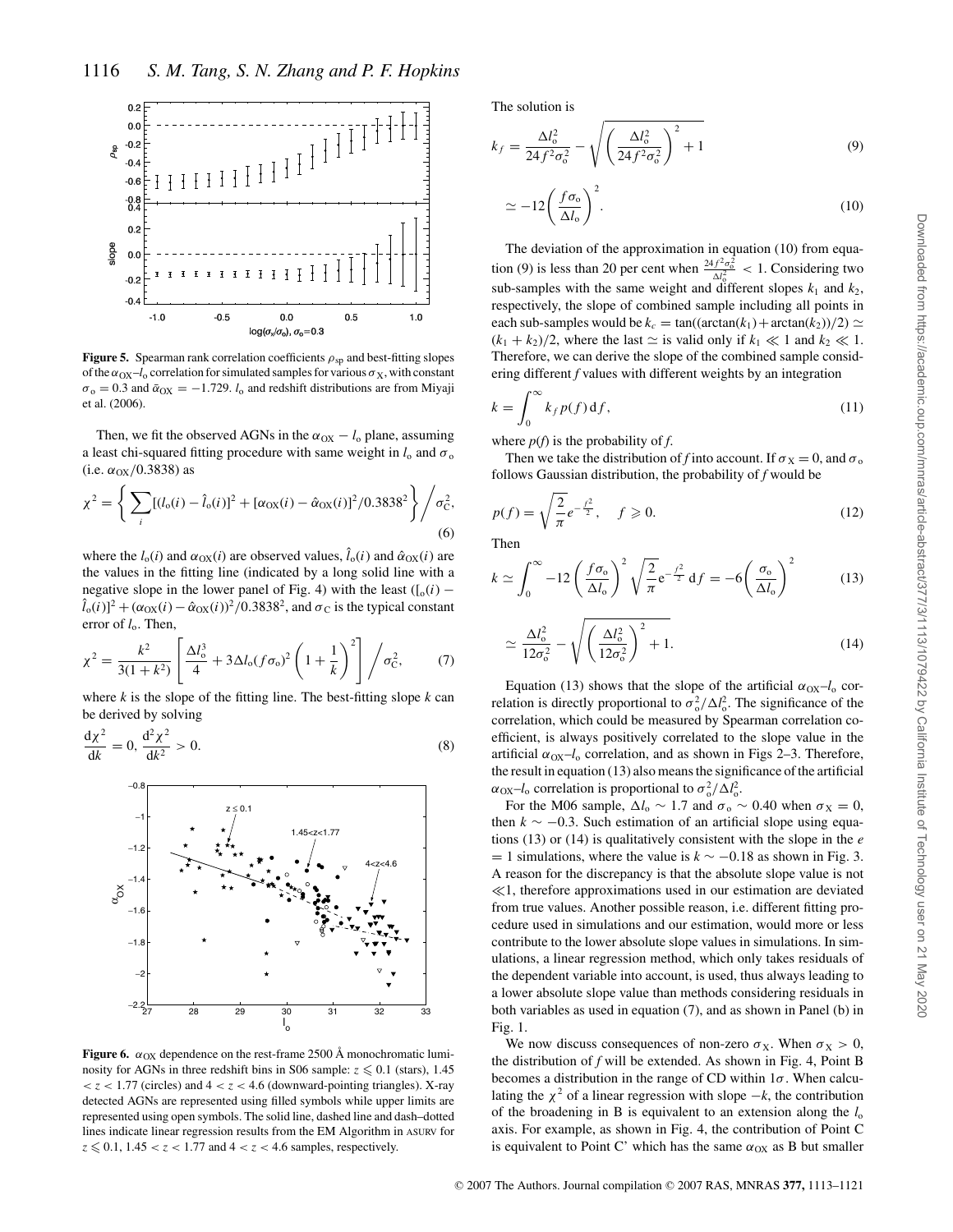**Figure 5.** Spearman rank correlation coefficients $\rho_{sp}$ and best-fitting slopes of the $\alpha_{OX}$–$l_o$ correlation for simulated samples for various $\sigma_X$, with constant $\sigma_o = 0.3$ and $\bar{\alpha}_{OX} = -1.729$. $l_o$ and redshift distributions are from Miyaji et al. (2006).

Then, we fit the observed AGNs in the $\alpha_{OX} - l_o$ plane, assuming a least chi-squared fitting procedure with same weight in $l_o$ and $\sigma_o$ (i.e. $\alpha_{OX}/0.3838$) as

$$\chi^2 = \left\{ \sum_i [(l_o(i) - \hat{l}_o(i)]^2 + [\alpha_{OX}(i) - \hat{\alpha}_{OX}(i)]^2/0.3838^2 \right\} \Big/ \sigma_C^2, \tag{6}$$

where the $l_o(i)$ and $\alpha_{OX}(i)$ are observed values, $\hat{l}_o(i)$ and $\hat{\alpha}_{OX}(i)$ are the values in the fitting line (indicated by a long solid line with a negative slope in the lower panel of Fig. 4) with the least $([l_o(i) - \hat{l}_o(i)]^2 + (\alpha_{OX}(i) - \hat{\alpha}_{OX}(i))^2/0.3838^2$, and $\sigma_C$ is the typical constant error of $l_o$. Then,

$$\chi^2 = \frac{k^2}{3(1+k^2)} \left[ \frac{\Delta l_o^3}{4} + 3\Delta l_o (f\sigma_o)^2 \left(1 + \frac{1}{k}\right)^2 \right] \Big/ \sigma_C^2, \tag{7}$$

where $k$ is the slope of the fitting line. The best-fitting slope $k$ can be derived by solving

$$\frac{d\chi^2}{dk} = 0, \ \frac{d^2\chi^2}{dk^2} > 0. \tag{8}$$

**Figure 6.** $\alpha_{OX}$ dependence on the rest-frame 2500 Å monochromatic luminosity for AGNs in three redshift bins in S06 sample: $z \leqslant 0.1$ (stars), $1.45 < z < 1.77$ (circles) and $4 < z < 4.6$ (downward-pointing triangles). X-ray detected AGNs are represented using filled symbols while upper limits are represented using open symbols. The solid line, dashed line and dash–dotted lines indicate linear regression results from the EM Algorithm in ASURV for $z \leqslant 0.1$, $1.45 < z < 1.77$ and $4 < z < 4.6$ samples, respectively.

The solution is

$$k_f = \frac{\Delta l_o^2}{24 f^2 \sigma_o^2} - \sqrt{\left(\frac{\Delta l_o^2}{24 f^2 \sigma_o^2}\right)^2 + 1} \tag{9}$$

$$\simeq -12 \left(\frac{f \sigma_o}{\Delta l_o}\right)^2. \tag{10}$$

The deviation of the approximation in equation (10) from equation (9) is less than 20 per cent when $\frac{24 f^2 \sigma_o^2}{\Delta l_o^2} < 1$. Considering two sub-samples with the same weight and different slopes $k_1$ and $k_2$, respectively, the slope of combined sample including all points in each sub-samples would be $k_c = \tan((\arctan(k_1) + \arctan(k_2))/2) \simeq (k_1 + k_2)/2$, where the last $\simeq$ is valid only if $k_1 \ll 1$ and $k_2 \ll 1$. Therefore, we can derive the slope of the combined sample considering different $f$ values with different weights by an integration

$$k = \int_0^\infty k_f \, p(f) \, df, \tag{11}$$

where $p(f)$ is the probability of $f$.

Then we take the distribution of $f$ into account. If $\sigma_X = 0$, and $\sigma_o$ follows Gaussian distribution, the probability of $f$ would be

$$p(f) = \sqrt{\frac{2}{\pi}} e^{-\frac{f^2}{2}}, \quad f \geqslant 0. \tag{12}$$

Then

$$k \simeq \int_0^\infty -12 \left(\frac{f\sigma_o}{\Delta l_o}\right)^2 \sqrt{\frac{2}{\pi}} e^{-\frac{f^2}{2}} \, df = -6 \left(\frac{\sigma_o}{\Delta l_o}\right)^2 \tag{13}$$

$$\simeq \frac{\Delta l_o^2}{12\sigma_o^2} - \sqrt{\left(\frac{\Delta l_o^2}{12\sigma_o^2}\right)^2 + 1}. \tag{14}$$

Equation (13) shows that the slope of the artificial $\alpha_{OX}$–$l_o$ correlation is directly proportional to $\sigma_o^2/\Delta l_o^2$. The significance of the correlation, which could be measured by Spearman correlation coefficient, is always positively correlated to the slope value in the artificial $\alpha_{OX}$–$l_o$ correlation, and as shown in Figs 2–3. Therefore, the result in equation (13) also means the significance of the artificial $\alpha_{OX}$–$l_o$ correlation is proportional to $\sigma_o^2/\Delta l_o^2$.

For the M06 sample, $\Delta l_o \sim 1.7$ and $\sigma_o \sim 0.40$ when $\sigma_X = 0$, then $k \sim -0.3$. Such estimation of an artificial slope using equations (13) or (14) is qualitatively consistent with the slope in the $e = 1$ simulations, where the value is $k \sim -0.18$ as shown in Fig. 3. A reason for the discrepancy is that the absolute slope value is not $\ll 1$, therefore approximations used in our estimation are deviated from true values. Another possible reason, i.e. different fitting procedure used in simulations and our estimation, would more or less contribute to the lower absolute slope values in simulations. In simulations, a linear regression method, which only takes residuals of the dependent variable into account, is used, thus always leading to a lower absolute slope value than methods considering residuals in both variables as used in equation (7), and as shown in Panel (b) in Fig. 1.

We now discuss consequences of non-zero $\sigma_X$. When $\sigma_X > 0$, the distribution of $f$ will be extended. As shown in Fig. 4, Point B becomes a distribution in the range of CD within $1\sigma$. When calculating the $\chi^2$ of a linear regression with slope $-k$, the contribution of the broadening in B is equivalent to an extension along the $l_o$ axis. For example, as shown in Fig. 4, the contribution of Point C is equivalent to Point C' which has the same $\alpha_{OX}$ as B but smaller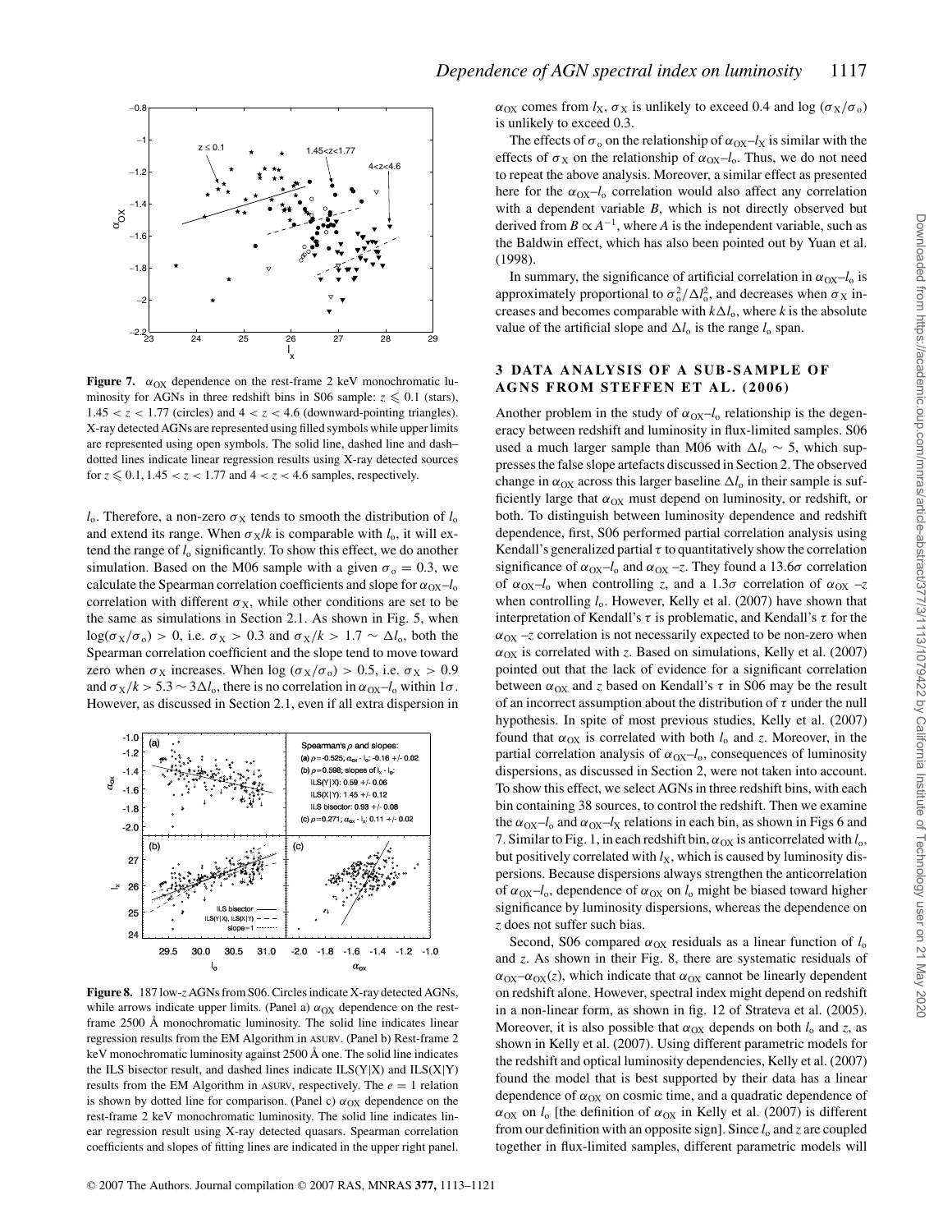**Figure 7.** $\alpha_{OX}$ dependence on the rest-frame 2 keV monochromatic luminosity for AGNs in three redshift bins in S06 sample: $z \leqslant 0.1$ (stars), $1.45 < z < 1.77$ (circles) and $4 < z < 4.6$ (downward-pointing triangles). X-ray detected AGNs are represented using filled symbols while upper limits are represented using open symbols. The solid line, dashed line and dash–dotted lines indicate linear regression results using X-ray detected sources for $z \leqslant 0.1$, $1.45 < z < 1.77$ and $4 < z < 4.6$ samples, respectively.

$l_o$. Therefore, a non-zero $\sigma_X$ tends to smooth the distribution of $l_o$ and extend its range. When $\sigma_X/k$ is comparable with $l_o$, it will extend the range of $l_o$ significantly. To show this effect, we do another simulation. Based on the M06 sample with a given $\sigma_o = 0.3$, we calculate the Spearman correlation coefficients and slope for $\alpha_{OX}$–$l_o$ correlation with different $\sigma_X$, while other conditions are set to be the same as simulations in Section 2.1. As shown in Fig. 5, when $\log(\sigma_X/\sigma_o) > 0$, i.e. $\sigma_X > 0.3$ and $\sigma_X/k > 1.7 \sim \Delta l_o$, both the Spearman correlation coefficient and the slope tend to move toward zero when $\sigma_X$ increases. When $\log(\sigma_X/\sigma_o) > 0.5$, i.e. $\sigma_X > 0.9$ and $\sigma_X/k > 5.3 \sim 3\Delta l_o$, there is no correlation in $\alpha_{OX}$–$l_o$ within $1\sigma$. However, as discussed in Section 2.1, even if all extra dispersion in

**Figure 8.** 187 low-$z$ AGNs from S06. Circles indicate X-ray detected AGNs, while arrows indicate upper limits. (Panel a) $\alpha_{OX}$ dependence on the rest-frame 2500 Å monochromatic luminosity. The solid line indicates linear regression results from the EM Algorithm in ASURV. (Panel b) Rest-frame 2 keV monochromatic luminosity against 2500 Å one. The solid line indicates the ILS bisector result, and dashed lines indicate ILS(Y|X) and ILS(X|Y) results from the EM Algorithm in ASURV, respectively. The $e = 1$ relation is shown by dotted line for comparison. (Panel c) $\alpha_{OX}$ dependence on the rest-frame 2 keV monochromatic luminosity. The solid line indicates linear regression result using X-ray detected quasars. Spearman correlation coefficients and slopes of fitting lines are indicated in the upper right panel.

$\alpha_{OX}$ comes from $l_X$, $\sigma_X$ is unlikely to exceed 0.4 and $\log(\sigma_X/\sigma_o)$ is unlikely to exceed 0.3.

The effects of $\sigma_o$ on the relationship of $\alpha_{OX}$–$l_X$ is similar with the effects of $\sigma_X$ on the relationship of $\alpha_{OX}$–$l_o$. Thus, we do not need to repeat the above analysis. Moreover, a similar effect as presented here for the $\alpha_{OX}$–$l_o$ correlation would also affect any correlation with a dependent variable $B$, which is not directly observed but derived from $B \propto A^{-1}$, where $A$ is the independent variable, such as the Baldwin effect, which has also been pointed out by Yuan et al. (1998).

In summary, the significance of artificial correlation in $\alpha_{OX}$–$l_o$ is approximately proportional to $\sigma_o^2/\Delta l_o^2$, and decreases when $\sigma_X$ increases and becomes comparable with $k\Delta l_o$, where $k$ is the absolute value of the artificial slope and $\Delta l_o$ is the range $l_o$ span.

## 3 DATA ANALYSIS OF A SUB-SAMPLE OF AGNS FROM STEFFEN ET AL. (2006)

Another problem in the study of $\alpha_{OX}$–$l_o$ relationship is the degeneracy between redshift and luminosity in flux-limited samples. S06 used a much larger sample than M06 with $\Delta l_o \sim 5$, which suppresses the false slope artefacts discussed in Section 2. The observed change in $\alpha_{OX}$ across this larger baseline $\Delta l_o$ in their sample is sufficiently large that $\alpha_{OX}$ must depend on luminosity, or redshift, or both. To distinguish between luminosity dependence and redshift dependence, first, S06 performed partial correlation analysis using Kendall's generalized partial $\tau$ to quantitatively show the correlation significance of $\alpha_{OX}$–$l_o$ and $\alpha_{OX}$ –$z$. They found a $13.6\sigma$ correlation of $\alpha_{OX}$–$l_o$ when controlling $z$, and a $1.3\sigma$ correlation of $\alpha_{OX}$ –$z$ when controlling $l_o$. However, Kelly et al. (2007) have shown that interpretation of Kendall's $\tau$ is problematic, and Kendall's $\tau$ for the $\alpha_{OX}$ –$z$ correlation is not necessarily expected to be non-zero when $\alpha_{OX}$ is correlated with $z$. Based on simulations, Kelly et al. (2007) pointed out that the lack of evidence for a significant correlation between $\alpha_{OX}$ and $z$ based on Kendall's $\tau$ in S06 may be the result of an incorrect assumption about the distribution of $\tau$ under the null hypothesis. In spite of most previous studies, Kelly et al. (2007) found that $\alpha_{OX}$ is correlated with both $l_o$ and $z$. Moreover, in the partial correlation analysis of $\alpha_{OX}$–$l_o$, consequences of luminosity dispersions, as discussed in Section 2, were not taken into account. To show this effect, we select AGNs in three redshift bins, with each bin containing 38 sources, to control the redshift. Then we examine the $\alpha_{OX}$–$l_o$ and $\alpha_{OX}$–$l_X$ relations in each bin, as shown in Figs 6 and 7. Similar to Fig. 1, in each redshift bin, $\alpha_{OX}$ is anticorrelated with $l_o$, but positively correlated with $l_X$, which is caused by luminosity dispersions. Because dispersions always strengthen the anticorrelation of $\alpha_{OX}$–$l_o$, dependence of $\alpha_{OX}$ on $l_o$ might be biased toward higher significance by luminosity dispersions, whereas the dependence on $z$ does not suffer such bias.

Second, S06 compared $\alpha_{OX}$ residuals as a linear function of $l_o$ and $z$. As shown in their Fig. 8, there are systematic residuals of $\alpha_{OX}$–$\alpha_{OX}(z)$, which indicate that $\alpha_{OX}$ cannot be linearly dependent on redshift alone. However, spectral index might depend on redshift in a non-linear form, as shown in fig. 12 of Strateva et al. (2005). Moreover, it is also possible that $\alpha_{OX}$ depends on both $l_o$ and $z$, as shown in Kelly et al. (2007). Using different parametric models for the redshift and optical luminosity dependencies, Kelly et al. (2007) found the model that is best supported by their data has a linear dependence of $\alpha_{OX}$ on cosmic time, and a quadratic dependence of $\alpha_{OX}$ on $l_o$ [the definition of $\alpha_{OX}$ in Kelly et al. (2007) is different from our definition with an opposite sign]. Since $l_o$ and $z$ are coupled together in flux-limited samples, different parametric models will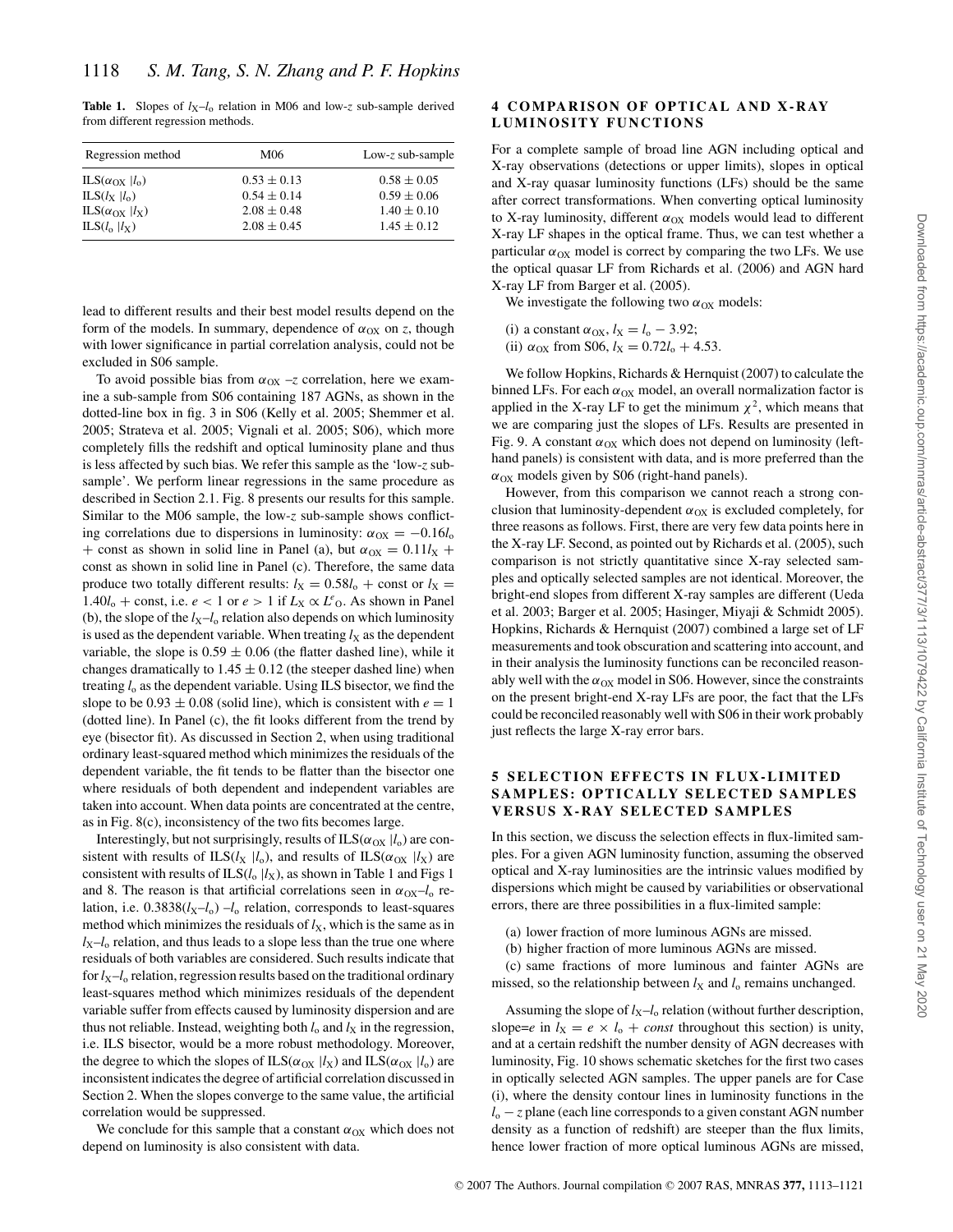**Table 1.** Slopes of $l_X$–$l_o$ relation in M06 and low-$z$ sub-sample derived from different regression methods.

| Regression method | M06 | Low-$z$ sub-sample |
|---|---|---|
| ILS($\alpha_{OX}$ \|$l_o$) | $0.53 \pm 0.13$ | $0.58 \pm 0.05$ |
| ILS($l_X$ \|$l_o$) | $0.54 \pm 0.14$ | $0.59 \pm 0.06$ |
| ILS($\alpha_{OX}$ \|$l_X$) | $2.08 \pm 0.48$ | $1.40 \pm 0.10$ |
| ILS($l_o$ \|$l_X$) | $2.08 \pm 0.45$ | $1.45 \pm 0.12$ |

lead to different results and their best model results depend on the form of the models. In summary, dependence of $\alpha_{OX}$ on $z$, though with lower significance in partial correlation analysis, could not be excluded in S06 sample.

To avoid possible bias from $\alpha_{OX}$ –$z$ correlation, here we examine a sub-sample from S06 containing 187 AGNs, as shown in the dotted-line box in fig. 3 in S06 (Kelly et al. 2005; Shemmer et al. 2005; Strateva et al. 2005; Vignali et al. 2005; S06), which more completely fills the redshift and optical luminosity plane and thus is less affected by such bias. We refer this sample as the 'low-$z$ sub-sample'. We perform linear regressions in the same procedure as described in Section 2.1. Fig. 8 presents our results for this sample. Similar to the M06 sample, the low-$z$ sub-sample shows conflicting correlations due to dispersions in luminosity: $\alpha_{OX} = -0.16 l_o$ + const as shown in solid line in Panel (a), but $\alpha_{OX} = 0.11 l_X$ + const as shown in solid line in Panel (c). Therefore, the same data produce two totally different results: $l_X = 0.58 l_o$ + const or $l_X = 1.40 l_o$ + const, i.e. $e < 1$ or $e > 1$ if $L_X \propto L^e{}_O$. As shown in Panel (b), the slope of the $l_X$–$l_o$ relation also depends on which luminosity is used as the dependent variable. When treating $l_X$ as the dependent variable, the slope is $0.59 \pm 0.06$ (the flatter dashed line), while it changes dramatically to $1.45 \pm 0.12$ (the steeper dashed line) when treating $l_o$ as the dependent variable. Using ILS bisector, we find the slope to be $0.93 \pm 0.08$ (solid line), which is consistent with $e = 1$ (dotted line). In Panel (c), the fit looks different from the trend by eye (bisector fit). As discussed in Section 2, when using traditional ordinary least-squared method which minimizes the residuals of the dependent variable, the fit tends to be flatter than the bisector one where residuals of both dependent and independent variables are taken into account. When data points are concentrated at the centre, as in Fig. 8(c), inconsistency of the two fits becomes large.

Interestingly, but not surprisingly, results of ILS($\alpha_{OX}$ |$l_o$) are consistent with results of ILS($l_X$ |$l_o$), and results of ILS($\alpha_{OX}$ |$l_X$) are consistent with results of ILS($l_o$ |$l_X$), as shown in Table 1 and Figs 1 and 8. The reason is that artificial correlations seen in $\alpha_{OX}$–$l_o$ relation, i.e. $0.3838(l_X$–$l_o)$ –$l_o$ relation, corresponds to least-squares method which minimizes the residuals of $l_X$, which is the same as in $l_X$–$l_o$ relation, and thus leads to a slope less than the true one where residuals of both variables are considered. Such results indicate that for $l_X$–$l_o$ relation, regression results based on the traditional ordinary least-squares method which minimizes residuals of the dependent variable suffer from effects caused by luminosity dispersion and are thus not reliable. Instead, weighting both $l_o$ and $l_X$ in the regression, i.e. ILS bisector, would be a more robust methodology. Moreover, the degree to which the slopes of ILS($\alpha_{OX}$ |$l_X$) and ILS($\alpha_{OX}$ |$l_o$) are inconsistent indicates the degree of artificial correlation discussed in Section 2. When the slopes converge to the same value, the artificial correlation would be suppressed.

We conclude for this sample that a constant $\alpha_{OX}$ which does not depend on luminosity is also consistent with data.

## 4 COMPARISON OF OPTICAL AND X-RAY LUMINOSITY FUNCTIONS

For a complete sample of broad line AGN including optical and X-ray observations (detections or upper limits), slopes in optical and X-ray quasar luminosity functions (LFs) should be the same after correct transformations. When converting optical luminosity to X-ray luminosity, different $\alpha_{OX}$ models would lead to different X-ray LF shapes in the optical frame. Thus, we can test whether a particular $\alpha_{OX}$ model is correct by comparing the two LFs. We use the optical quasar LF from Richards et al. (2006) and AGN hard X-ray LF from Barger et al. (2005).

We investigate the following two $\alpha_{OX}$ models:

(i) a constant $\alpha_{OX}$, $l_X = l_o - 3.92$;
(ii) $\alpha_{OX}$ from S06, $l_X = 0.72 l_o + 4.53$.

We follow Hopkins, Richards & Hernquist (2007) to calculate the binned LFs. For each $\alpha_{OX}$ model, an overall normalization factor is applied in the X-ray LF to get the minimum $\chi^2$, which means that we are comparing just the slopes of LFs. Results are presented in Fig. 9. A constant $\alpha_{OX}$ which does not depend on luminosity (left-hand panels) is consistent with data, and is more preferred than the $\alpha_{OX}$ models given by S06 (right-hand panels).

However, from this comparison we cannot reach a strong conclusion that luminosity-dependent $\alpha_{OX}$ is excluded completely, for three reasons as follows. First, there are very few data points here in the X-ray LF. Second, as pointed out by Richards et al. (2005), such comparison is not strictly quantitative since X-ray selected samples and optically selected samples are not identical. Moreover, the bright-end slopes from different X-ray samples are different (Ueda et al. 2003; Barger et al. 2005; Hasinger, Miyaji & Schmidt 2005). Hopkins, Richards & Hernquist (2007) combined a large set of LF measurements and took obscuration and scattering into account, and in their analysis the luminosity functions can be reconciled reasonably well with the $\alpha_{OX}$ model in S06. However, since the constraints on the present bright-end X-ray LFs are poor, the fact that the LFs could be reconciled reasonably well with S06 in their work probably just reflects the large X-ray error bars.

## 5 SELECTION EFFECTS IN FLUX-LIMITED SAMPLES: OPTICALLY SELECTED SAMPLES VERSUS X-RAY SELECTED SAMPLES

In this section, we discuss the selection effects in flux-limited samples. For a given AGN luminosity function, assuming the observed optical and X-ray luminosities are the intrinsic values modified by dispersions which might be caused by variabilities or observational errors, there are three possibilities in a flux-limited sample:

(a) lower fraction of more luminous AGNs are missed.
(b) higher fraction of more luminous AGNs are missed.
(c) same fractions of more luminous and fainter AGNs are missed, so the relationship between $l_X$ and $l_o$ remains unchanged.

Assuming the slope of $l_X$–$l_o$ relation (without further description, slope=$e$ in $l_X = e \times l_o + const$ throughout this section) is unity, and at a certain redshift the number density of AGN decreases with luminosity, Fig. 10 shows schematic sketches for the first two cases in optically selected AGN samples. The upper panels are for Case (i), where the density contour lines in luminosity functions in the $l_o - z$ plane (each line corresponds to a given constant AGN number density as a function of redshift) are steeper than the flux limits, hence lower fraction of more optical luminous AGNs are missed,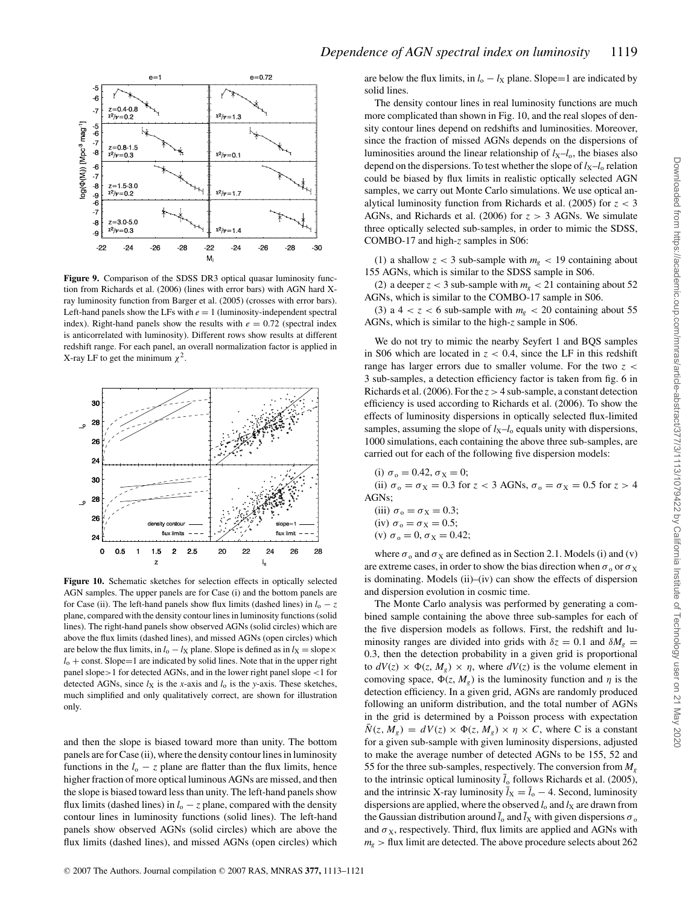**Figure 9.** Comparison of the SDSS DR3 optical quasar luminosity function from Richards et al. (2006) (lines with error bars) with AGN hard X-ray luminosity function from Barger et al. (2005) (crosses with error bars). Left-hand panels show the LFs with $e = 1$ (luminosity-independent spectral index). Right-hand panels show the results with $e = 0.72$ (spectral index is anticorrelated with luminosity). Different rows show results at different redshift range. For each panel, an overall normalization factor is applied in X-ray LF to get the minimum $\chi^2$.

**Figure 10.** Schematic sketches for selection effects in optically selected AGN samples. The upper panels are for Case (i) and the bottom panels are for Case (ii). The left-hand panels show flux limits (dashed lines) in $l_o - z$ plane, compared with the density contour lines in luminosity functions (solid lines). The right-hand panels show observed AGNs (solid circles) which are above the flux limits (dashed lines), and missed AGNs (open circles) which are below the flux limits, in $l_o - l_X$ plane. Slope is defined as in $l_X = \text{slope} \times l_o + \text{const}$. Slope=1 are indicated by solid lines. Note that in the upper right panel slope>1 for detected AGNs, and in the lower right panel slope <1 for detected AGNs, since $l_X$ is the *x*-axis and $l_o$ is the *y*-axis. These sketches, much simplified and only qualitatively correct, are shown for illustration only.

and then the slope is biased toward more than unity. The bottom panels are for Case (ii), where the density contour lines in luminosity functions in the $l_o - z$ plane are flatter than the flux limits, hence higher fraction of more optical luminous AGNs are missed, and then the slope is biased toward less than unity. The left-hand panels show flux limits (dashed lines) in $l_o - z$ plane, compared with the density contour lines in luminosity functions (solid lines). The left-hand panels show observed AGNs (solid circles) which are above the flux limits (dashed lines), and missed AGNs (open circles) which are below the flux limits, in $l_o - l_X$ plane. Slope=1 are indicated by solid lines.

The density contour lines in real luminosity functions are much more complicated than shown in Fig. 10, and the real slopes of density contour lines depend on redshifts and luminosities. Moreover, since the fraction of missed AGNs depends on the dispersions of luminosities around the linear relationship of $l_X$–$l_o$, the biases also depend on the dispersions. To test whether the slope of $l_X$–$l_o$ relation could be biased by flux limits in realistic optically selected AGN samples, we carry out Monte Carlo simulations. We use optical analytical luminosity function from Richards et al. (2005) for $z < 3$ AGNs, and Richards et al. (2006) for $z > 3$ AGNs. We simulate three optically selected sub-samples, in order to mimic the SDSS, COMBO-17 and high-$z$ samples in S06:

(1) a shallow $z < 3$ sub-sample with $m_g < 19$ containing about 155 AGNs, which is similar to the SDSS sample in S06.

(2) a deeper $z < 3$ sub-sample with $m_g < 21$ containing about 52 AGNs, which is similar to the COMBO-17 sample in S06.

(3) a $4 < z < 6$ sub-sample with $m_g < 20$ containing about 55 AGNs, which is similar to the high-$z$ sample in S06.

We do not try to mimic the nearby Seyfert 1 and BQS samples in S06 which are located in $z < 0.4$, since the LF in this redshift range has larger errors due to smaller volume. For the two $z < 3$ sub-samples, a detection efficiency factor is taken from fig. 6 in Richards et al. (2006). For the $z > 4$ sub-sample, a constant detection efficiency is used according to Richards et al. (2006). To show the effects of luminosity dispersions in optically selected flux-limited samples, assuming the slope of $l_X$–$l_o$ equals unity with dispersions, 1000 simulations, each containing the above three sub-samples, are carried out for each of the following five dispersion models:

(i) $\sigma_o = 0.42$, $\sigma_X = 0$;
(ii) $\sigma_o = \sigma_X = 0.3$ for $z < 3$ AGNs, $\sigma_o = \sigma_X = 0.5$ for $z > 4$ AGNs;
(iii) $\sigma_o = \sigma_X = 0.3$;
(iv) $\sigma_o = \sigma_X = 0.5$;
(v) $\sigma_o = 0$, $\sigma_X = 0.42$;

where $\sigma_o$ and $\sigma_X$ are defined as in Section 2.1. Models (i) and (v) are extreme cases, in order to show the bias direction when $\sigma_o$ or $\sigma_X$ is dominating. Models (ii)–(iv) can show the effects of dispersion and dispersion evolution in cosmic time.

The Monte Carlo analysis was performed by generating a combined sample containing the above three sub-samples for each of the five dispersion models as follows. First, the redshift and luminosity ranges are divided into grids with $\delta z = 0.1$ and $\delta M_g = 0.3$, then the detection probability in a given grid is proportional to $dV(z) \times \Phi(z, M_g) \times \eta$, where $dV(z)$ is the volume element in comoving space, $\Phi(z, M_g)$ is the luminosity function and $\eta$ is the detection efficiency. In a given grid, AGNs are randomly produced following an uniform distribution, and the total number of AGNs in the grid is determined by a Poisson process with expectation $\bar{N}(z, M_g) = dV(z) \times \Phi(z, M_g) \times \eta \times C$, where C is a constant for a given sub-sample with given luminosity dispersions, adjusted to make the average number of detected AGNs to be 155, 52 and 55 for the three sub-samples, respectively. The conversion from $M_g$ to the intrinsic optical luminosity $\bar{l}_o$ follows Richards et al. (2005), and the intrinsic X-ray luminosity $\bar{l}_X = \bar{l}_o - 4$. Second, luminosity dispersions are applied, where the observed $l_o$ and $l_X$ are drawn from the Gaussian distribution around $\bar{l}_o$ and $\bar{l}_X$ with given dispersions $\sigma_o$ and $\sigma_X$, respectively. Third, flux limits are applied and AGNs with $m_g$ > flux limit are detected. The above procedure selects about 262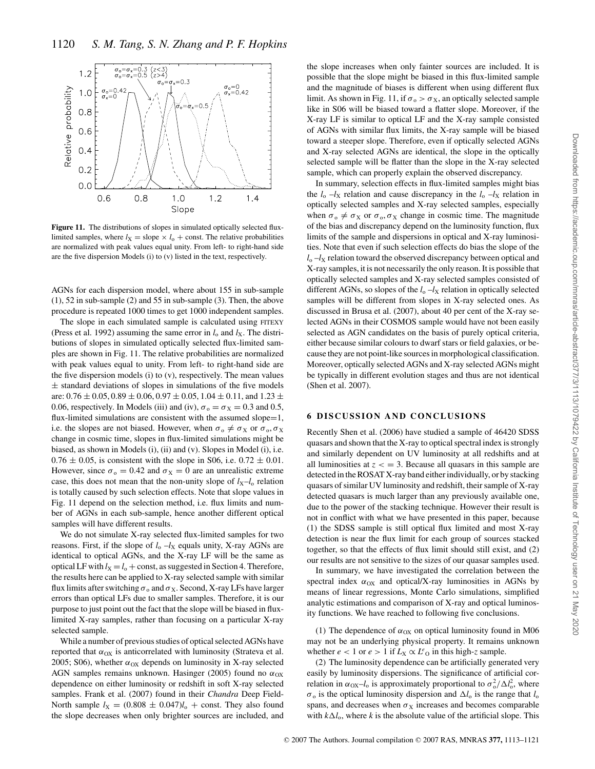**Figure 11.** The distributions of slopes in simulated optically selected flux-limited samples, where $l_X = \text{slope} \times l_o + \text{const}$. The relative probabilities are normalized with peak values equal unity. From left- to right-hand side are the five dispersion Models (i) to (v) listed in the text, respectively.

AGNs for each dispersion model, where about 155 in sub-sample (1), 52 in sub-sample (2) and 55 in sub-sample (3). Then, the above procedure is repeated 1000 times to get 1000 independent samples.

The slope in each simulated sample is calculated using FITEXY (Press et al. 1992) assuming the same error in $l_o$ and $l_X$. The distributions of slopes in simulated optically selected flux-limited samples are shown in Fig. 11. The relative probabilities are normalized with peak values equal to unity. From left- to right-hand side are the five dispersion models (i) to (v), respectively. The mean values $\pm$ standard deviations of slopes in simulations of the five models are: $0.76 \pm 0.05$, $0.89 \pm 0.06$, $0.97 \pm 0.05$, $1.04 \pm 0.11$, and $1.23 \pm 0.06$, respectively. In Models (iii) and (iv), $\sigma_o = \sigma_X = 0.3$ and 0.5, flux-limited simulations are consistent with the assumed slope=1, i.e. the slopes are not biased. However, when $\sigma_o \neq \sigma_X$ or $\sigma_o, \sigma_X$ change in cosmic time, slopes in flux-limited simulations might be biased, as shown in Models (i), (ii) and (v). Slopes in Model (i), i.e. $0.76 \pm 0.05$, is consistent with the slope in S06, i.e. $0.72 \pm 0.01$. However, since $\sigma_o = 0.42$ and $\sigma_X = 0$ are an unrealistic extreme case, this does not mean that the non-unity slope of $l_X$–$l_o$ relation is totally caused by such selection effects. Note that slope values in Fig. 11 depend on the selection method, i.e. flux limits and number of AGNs in each sub-sample, hence another different optical samples will have different results.

We do not simulate X-ray selected flux-limited samples for two reasons. First, if the slope of $l_o$–$l_X$ equals unity, X-ray AGNs are identical to optical AGNs, and the X-ray LF will be the same as optical LF with $l_X = l_o + \text{const}$, as suggested in Section 4. Therefore, the results here can be applied to X-ray selected sample with similar flux limits after switching $\sigma_o$ and $\sigma_X$. Second, X-ray LFs have larger errors than optical LFs due to smaller samples. Therefore, it is our purpose to just point out the fact that the slope will be biased in flux-limited X-ray samples, rather than focusing on a particular X-ray selected sample.

While a number of previous studies of optical selected AGNs have reported that $\alpha_{OX}$ is anticorrelated with luminosity (Strateva et al. 2005; S06), whether $\alpha_{OX}$ depends on luminosity in X-ray selected AGN samples remains unknown. Hasinger (2005) found no $\alpha_{OX}$ dependence on either luminosity or redshift in soft X-ray selected samples. Frank et al. (2007) found in their *Chandra* Deep Field-North sample $l_X = (0.808 \pm 0.047)l_o + \text{const}$. They also found the slope decreases when only brighter sources are included, and the slope increases when only fainter sources are included. It is possible that the slope might be biased in this flux-limited sample and the magnitude of biases is different when using different flux limit. As shown in Fig. 11, if $\sigma_o > \sigma_X$, an optically selected sample like in S06 will be biased toward a flatter slope. Moreover, if the X-ray LF is similar to optical LF and the X-ray sample consisted of AGNs with similar flux limits, the X-ray sample will be biased toward a steeper slope. Therefore, even if optically selected AGNs and X-ray selected AGNs are identical, the slope in the optically selected sample will be flatter than the slope in the X-ray selected sample, which can properly explain the observed discrepancy.

In summary, selection effects in flux-limited samples might bias the $l_o$–$l_X$ relation and cause discrepancy in the $l_o$–$l_X$ relation in optically selected samples and X-ray selected samples, especially when $\sigma_o \neq \sigma_X$ or $\sigma_o, \sigma_X$ change in cosmic time. The magnitude of the bias and discrepancy depend on the luminosity function, flux limits of the sample and dispersions in optical and X-ray luminosities. Note that even if such selection effects do bias the slope of the $l_o$–$l_X$ relation toward the observed discrepancy between optical and X-ray samples, it is not necessarily the only reason. It is possible that optically selected samples and X-ray selected samples consisted of different AGNs, so slopes of the $l_o$–$l_X$ relation in optically selected samples will be different from slopes in X-ray selected ones. As discussed in Brusa et al. (2007), about 40 per cent of the X-ray selected AGNs in their COSMOS sample would have not been easily selected as AGN candidates on the basis of purely optical criteria, either because similar colours to dwarf stars or field galaxies, or because they are not point-like sources in morphological classification. Moreover, optically selected AGNs and X-ray selected AGNs might be typically in different evolution stages and thus are not identical (Shen et al. 2007).

## 6 DISCUSSION AND CONCLUSIONS

Recently Shen et al. (2006) have studied a sample of 46420 SDSS quasars and shown that the X-ray to optical spectral index is strongly and similarly dependent on UV luminosity at all redshifts and at all luminosities at $z <= 3$. Because all quasars in this sample are detected in the ROSAT X-ray band either individually, or by stacking quasars of similar UV luminosity and redshift, their sample of X-ray detected quasars is much larger than any previously available one, due to the power of the stacking technique. However their result is not in conflict with what we have presented in this paper, because (1) the SDSS sample is still optical flux limited and most X-ray detection is near the flux limit for each group of sources stacked together, so that the effects of flux limit should still exist, and (2) our results are not sensitive to the sizes of our quasar samples used.

In summary, we have investigated the correlation between the spectral index $\alpha_{OX}$ and optical/X-ray luminosities in AGNs by means of linear regressions, Monte Carlo simulations, simplified analytic estimations and comparison of X-ray and optical luminosity functions. We have reached to following five conclusions.

(1) The dependence of $\alpha_{OX}$ on optical luminosity found in M06 may not be an underlying physical property. It remains unknown whether $e < 1$ or $e > 1$ if $L_X \propto L^e_O$ in this high-$z$ sample.

(2) The luminosity dependence can be artificially generated very easily by luminosity dispersions. The significance of artificial correlation in $\alpha_{OX}$–$l_o$ is approximately proportional to $\sigma_o^2/\Delta l_o^2$, where $\sigma_o$ is the optical luminosity dispersion and $\Delta l_o$ is the range that $l_o$ spans, and decreases when $\sigma_X$ increases and becomes comparable with $k\Delta l_o$, where $k$ is the absolute value of the artificial slope. This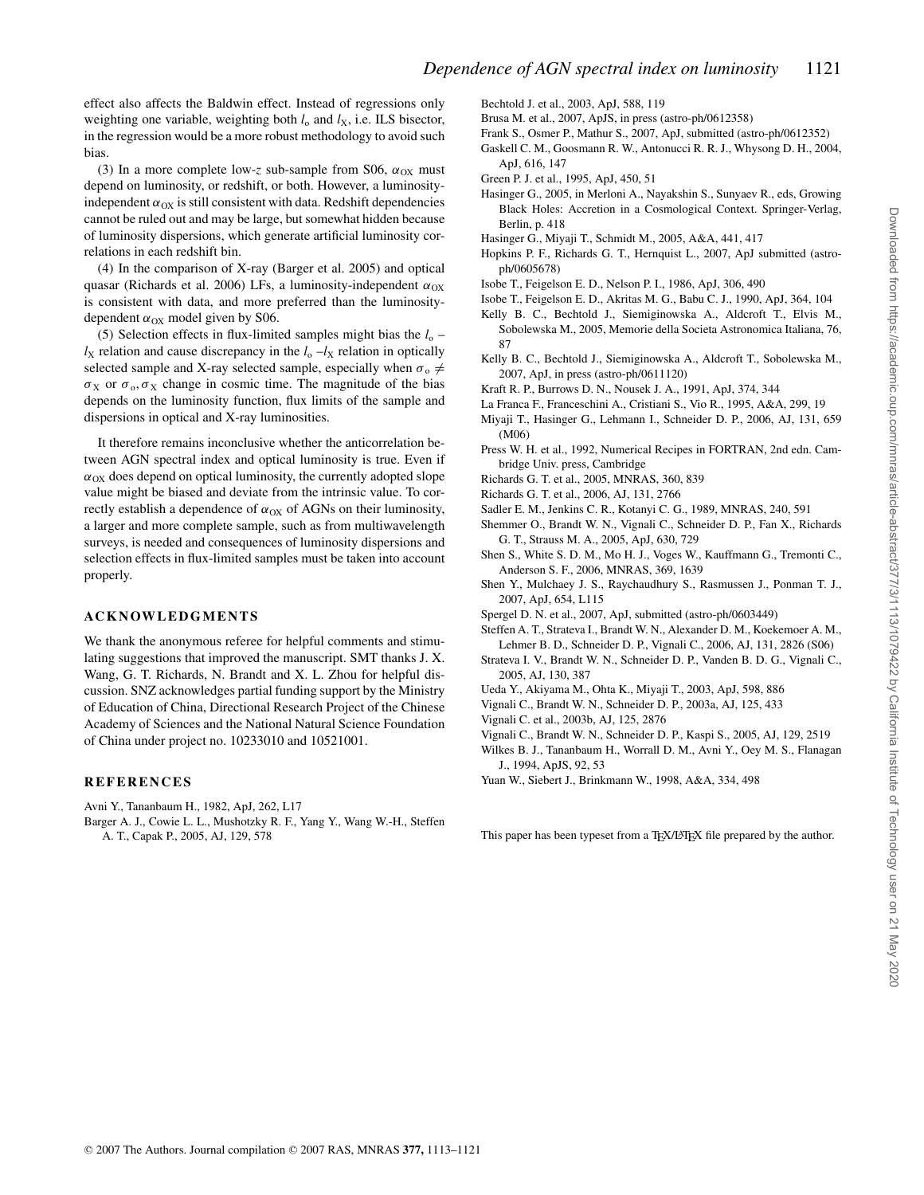effect also affects the Baldwin effect. Instead of regressions only weighting one variable, weighting both $l_o$ and $l_X$, i.e. ILS bisector, in the regression would be a more robust methodology to avoid such bias.

(3) In a more complete low-$z$ sub-sample from S06, $\alpha_{OX}$ must depend on luminosity, or redshift, or both. However, a luminosity-independent $\alpha_{OX}$ is still consistent with data. Redshift dependencies cannot be ruled out and may be large, but somewhat hidden because of luminosity dispersions, which generate artificial luminosity correlations in each redshift bin.

(4) In the comparison of X-ray (Barger et al. 2005) and optical quasar (Richards et al. 2006) LFs, a luminosity-independent $\alpha_{OX}$ is consistent with data, and more preferred than the luminosity-dependent $\alpha_{OX}$ model given by S06.

(5) Selection effects in flux-limited samples might bias the $l_o$ – $l_X$ relation and cause discrepancy in the $l_o$ –$l_X$ relation in optically selected sample and X-ray selected sample, especially when $\sigma_o \neq \sigma_X$ or $\sigma_o, \sigma_X$ change in cosmic time. The magnitude of the bias depends on the luminosity function, flux limits of the sample and dispersions in optical and X-ray luminosities.

It therefore remains inconclusive whether the anticorrelation between AGN spectral index and optical luminosity is true. Even if $\alpha_{OX}$ does depend on optical luminosity, the currently adopted slope value might be biased and deviate from the intrinsic value. To correctly establish a dependence of $\alpha_{OX}$ of AGNs on their luminosity, a larger and more complete sample, such as from multiwavelength surveys, is needed and consequences of luminosity dispersions and selection effects in flux-limited samples must be taken into account properly.

## ACKNOWLEDGMENTS

We thank the anonymous referee for helpful comments and stimulating suggestions that improved the manuscript. SMT thanks J. X. Wang, G. T. Richards, N. Brandt and X. L. Zhou for helpful discussion. SNZ acknowledges partial funding support by the Ministry of Education of China, Directional Research Project of the Chinese Academy of Sciences and the National Natural Science Foundation of China under project no. 10233010 and 10521001.

## REFERENCES

Avni Y., Tananbaum H., 1982, ApJ, 262, L17

Barger A. J., Cowie L. L., Mushotzky R. F., Yang Y., Wang W.-H., Steffen A. T., Capak P., 2005, AJ, 129, 578

Bechtold J. et al., 2003, ApJ, 588, 119

Brusa M. et al., 2007, ApJS, in press (astro-ph/0612358)

Frank S., Osmer P., Mathur S., 2007, ApJ, submitted (astro-ph/0612352)

Gaskell C. M., Goosmann R. W., Antonucci R. R. J., Whysong D. H., 2004, ApJ, 616, 147

Green P. J. et al., 1995, ApJ, 450, 51

Hasinger G., 2005, in Merloni A., Nayakshin S., Sunyaev R., eds, Growing Black Holes: Accretion in a Cosmological Context. Springer-Verlag, Berlin, p. 418

Hasinger G., Miyaji T., Schmidt M., 2005, A&A, 441, 417

Hopkins P. F., Richards G. T., Hernquist L., 2007, ApJ submitted (astro-ph/0605678)

Isobe T., Feigelson E. D., Nelson P. I., 1986, ApJ, 306, 490

Isobe T., Feigelson E. D., Akritas M. G., Babu C. J., 1990, ApJ, 364, 104

Kelly B. C., Bechtold J., Siemiginowska A., Aldcroft T., Elvis M., Sobolewska M., 2005, Memorie della Societa Astronomica Italiana, 76, 87

Kelly B. C., Bechtold J., Siemiginowska A., Aldcroft T., Sobolewska M., 2007, ApJ, in press (astro-ph/0611120)

Kraft R. P., Burrows D. N., Nousek J. A., 1991, ApJ, 374, 344

La Franca F., Franceschini A., Cristiani S., Vio R., 1995, A&A, 299, 19

Miyaji T., Hasinger G., Lehmann I., Schneider D. P., 2006, AJ, 131, 659 (M06)

Press W. H. et al., 1992, Numerical Recipes in FORTRAN, 2nd edn. Cambridge Univ. press, Cambridge

Richards G. T. et al., 2005, MNRAS, 360, 839

Richards G. T. et al., 2006, AJ, 131, 2766

Sadler E. M., Jenkins C. R., Kotanyi C. G., 1989, MNRAS, 240, 591

Shemmer O., Brandt W. N., Vignali C., Schneider D. P., Fan X., Richards G. T., Strauss M. A., 2005, ApJ, 630, 729

Shen S., White S. D. M., Mo H. J., Voges W., Kauffmann G., Tremonti C., Anderson S. F., 2006, MNRAS, 369, 1639

Shen Y., Mulchaey J. S., Raychaudhury S., Rasmussen J., Ponman T. J., 2007, ApJ, 654, L115

Spergel D. N. et al., 2007, ApJ, submitted (astro-ph/0603449)

Steffen A. T., Strateva I., Brandt W. N., Alexander D. M., Koekemoer A. M., Lehmer B. D., Schneider D. P., Vignali C., 2006, AJ, 131, 2826 (S06)

Strateva I. V., Brandt W. N., Schneider D. P., Vanden B. D. G., Vignali C., 2005, AJ, 130, 387

Ueda Y., Akiyama M., Ohta K., Miyaji T., 2003, ApJ, 598, 886

Vignali C., Brandt W. N., Schneider D. P., 2003a, AJ, 125, 433

Vignali C. et al., 2003b, AJ, 125, 2876

Vignali C., Brandt W. N., Schneider D. P., Kaspi S., 2005, AJ, 129, 2519

Wilkes B. J., Tananbaum H., Worrall D. M., Avni Y., Oey M. S., Flanagan J., 1994, ApJS, 92, 53

Yuan W., Siebert J., Brinkmann W., 1998, A&A, 334, 498

This paper has been typeset from a TEX/LATEX file prepared by the author.